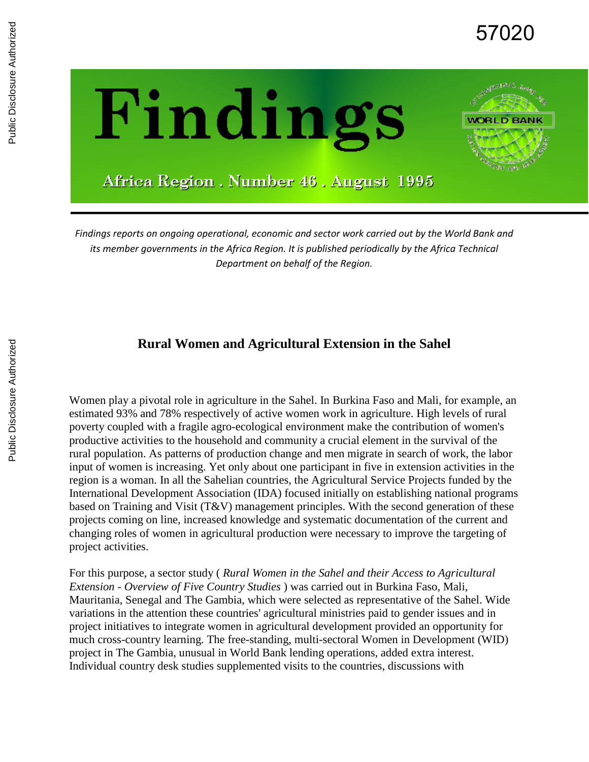# Findings

Africa Region . Number 46 . August 1995

*Findings reports on ongoing operational, economic and sector work carried out by the World Bank and its member governments in the Africa Region. It is published periodically by the Africa Technical Department on behalf of the Region.*

## Rural Women and Agricultural Extension in the Sahel

Women play a pivotal role in agriculture in the Sahel. In Burkina Faso and Mali, for example, an estimated 93% and 78% respectively of active women work in agriculture. High levels of rural poverty coupled with a fragile agro-ecological environment make the contribution of women's productive activities to the household and community a crucial element in the survival of the rural population. As patterns of production change and men migrate in search of work, the labor input of women is increasing. Yet only about one participant in five in extension activities in the region is a woman. In all the Sahelian countries, the Agricultural Service Projects funded by the International Development Association (IDA) focused initially on establishing national programs based on Training and Visit (T&V) management principles. With the second generation of these projects coming on line, increased knowledge and systematic documentation of the current and changing roles of women in agricultural production were necessary to improve the targeting of project activities.

For this purpose, a sector study ( *Rural Women in the Sahel and their Access to Agricultural Extension - Overview of Five Country Studies* ) was carried out in Burkina Faso, Mali, Mauritania, Senegal and The Gambia, which were selected as representative of the Sahel. Wide variations in the attention these countries' agricultural ministries paid to gender issues and in project initiatives to integrate women in agricultural development provided an opportunity for much cross-country learning. The free-standing, multi-sectoral Women in Development (WID) project in The Gambia, unusual in World Bank lending operations, added extra interest. Individual country desk studies supplemented visits to the countries, discussions with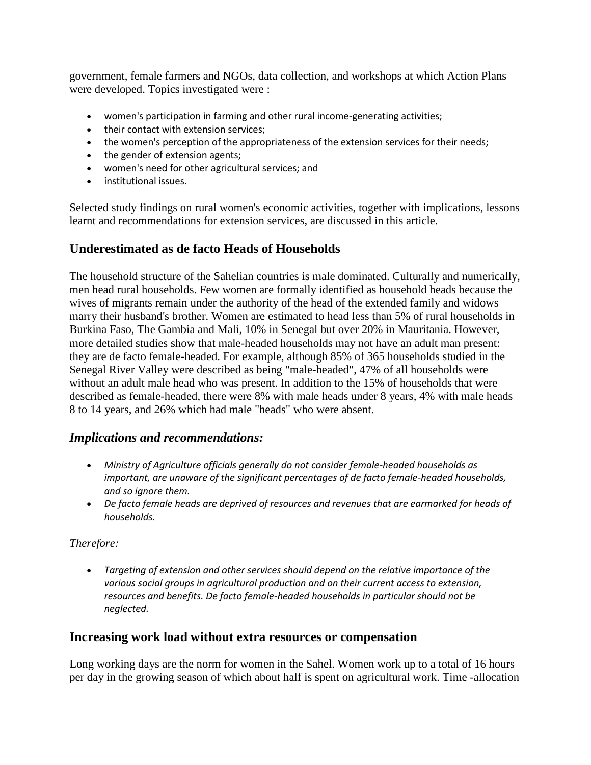government, female farmers and NGOs, data collection, and workshops at which Action Plans were developed. Topics investigated were :

- women's participation in farming and other rural income-generating activities;
- their contact with extension services;
- the women's perception of the appropriateness of the extension services for their needs;
- the gender of extension agents;
- women's need for other agricultural services; and
- institutional issues.

Selected study findings on rural women's economic activities, together with implications, lessons learnt and recommendations for extension services, are discussed in this article.

## Underestimated as de facto Heads of Households

The household structure of the Sahelian countries is male dominated. Culturally and numerically, men head rural households. Few women are formally identified as household heads because the wives of migrants remain under the authority of the head of the extended family and widows marry their husband's brother. Women are estimated to head less than 5% of rural households in Burkina Faso, The Gambia and Mali, 10% in Senegal but over 20% in Mauritania. However, more detailed studies show that male-headed households may not have an adult man present: they are de facto female-headed. For example, although 85% of 365 households studied in the Senegal River Valley were described as being "male-headed", 47% of all households were without an adult male head who was present. In addition to the 15% of households that were described as female-headed, there were 8% with male heads under 8 years, 4% with male heads 8 to 14 years, and 26% which had male "heads" who were absent.

### *Implications and recommendations:*

- *Ministry of Agriculture officials generally do not consider female-headed households as important, are unaware of the significant percentages of de facto female-headed households, and so ignore them.*
- *De facto female heads are deprived of resources and revenues that are earmarked for heads of households.*

*Therefore:*

- *Targeting of extension and other services should depend on the relative importance of the various social groups in agricultural production and on their current access to extension, resources and benefits. De facto female-headed households in particular should not be neglected.*

## Increasing work load without extra resources or compensation

Long working days are the norm for women in the Sahel. Women work up to a total of 16 hours per day in the growing season of which about half is spent on agricultural work. Time -allocation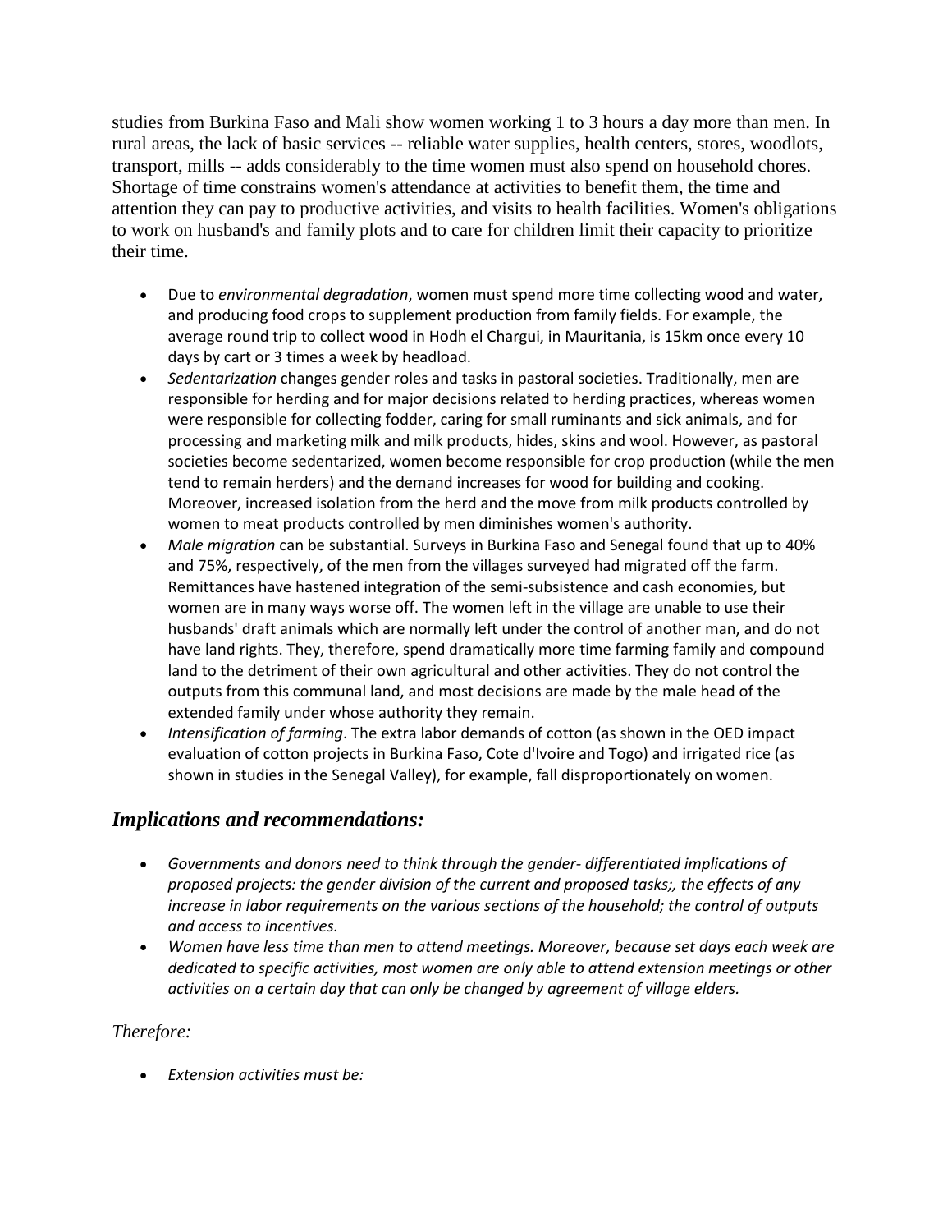studies from Burkina Faso and Mali show women working 1 to 3 hours a day more than men. In rural areas, the lack of basic services -- reliable water supplies, health centers, stores, woodlots, transport, mills -- adds considerably to the time women must also spend on household chores. Shortage of time constrains women's attendance at activities to benefit them, the time and attention they can pay to productive activities, and visits to health facilities. Women's obligations to work on husband's and family plots and to care for children limit their capacity to prioritize their time.

- Due to *environmental degradation*, women must spend more time collecting wood and water, and producing food crops to supplement production from family fields. For example, the average round trip to collect wood in Hodh el Chargui, in Mauritania, is 15km once every 10 days by cart or 3 times a week by headload.
- *Sedentarization* changes gender roles and tasks in pastoral societies. Traditionally, men are responsible for herding and for major decisions related to herding practices, whereas women were responsible for collecting fodder, caring for small ruminants and sick animals, and for processing and marketing milk and milk products, hides, skins and wool. However, as pastoral societies become sedentarized, women become responsible for crop production (while the men tend to remain herders) and the demand increases for wood for building and cooking. Moreover, increased isolation from the herd and the move from milk products controlled by women to meat products controlled by men diminishes women's authority.
- *Male migration* can be substantial. Surveys in Burkina Faso and Senegal found that up to 40% and 75%, respectively, of the men from the villages surveyed had migrated off the farm. Remittances have hastened integration of the semi-subsistence and cash economies, but women are in many ways worse off. The women left in the village are unable to use their husbands' draft animals which are normally left under the control of another man, and do not have land rights. They, therefore, spend dramatically more time farming family and compound land to the detriment of their own agricultural and other activities. They do not control the outputs from this communal land, and most decisions are made by the male head of the extended family under whose authority they remain.
- *Intensification of farming*. The extra labor demands of cotton (as shown in the OED impact evaluation of cotton projects in Burkina Faso, Cote d'Ivoire and Togo) and irrigated rice (as shown in studies in the Senegal Valley), for example, fall disproportionately on women.

## *Implications and recommendations:*

- *Governments and donors need to think through the gender- differentiated implications of proposed projects: the gender division of the current and proposed tasks;, the effects of any increase in labor requirements on the various sections of the household; the control of outputs and access to incentives.*
- *Women have less time than men to attend meetings. Moreover, because set days each week are dedicated to specific activities, most women are only able to attend extension meetings or other activities on a certain day that can only be changed by agreement of village elders.*

*Therefore:*

- *Extension activities must be:*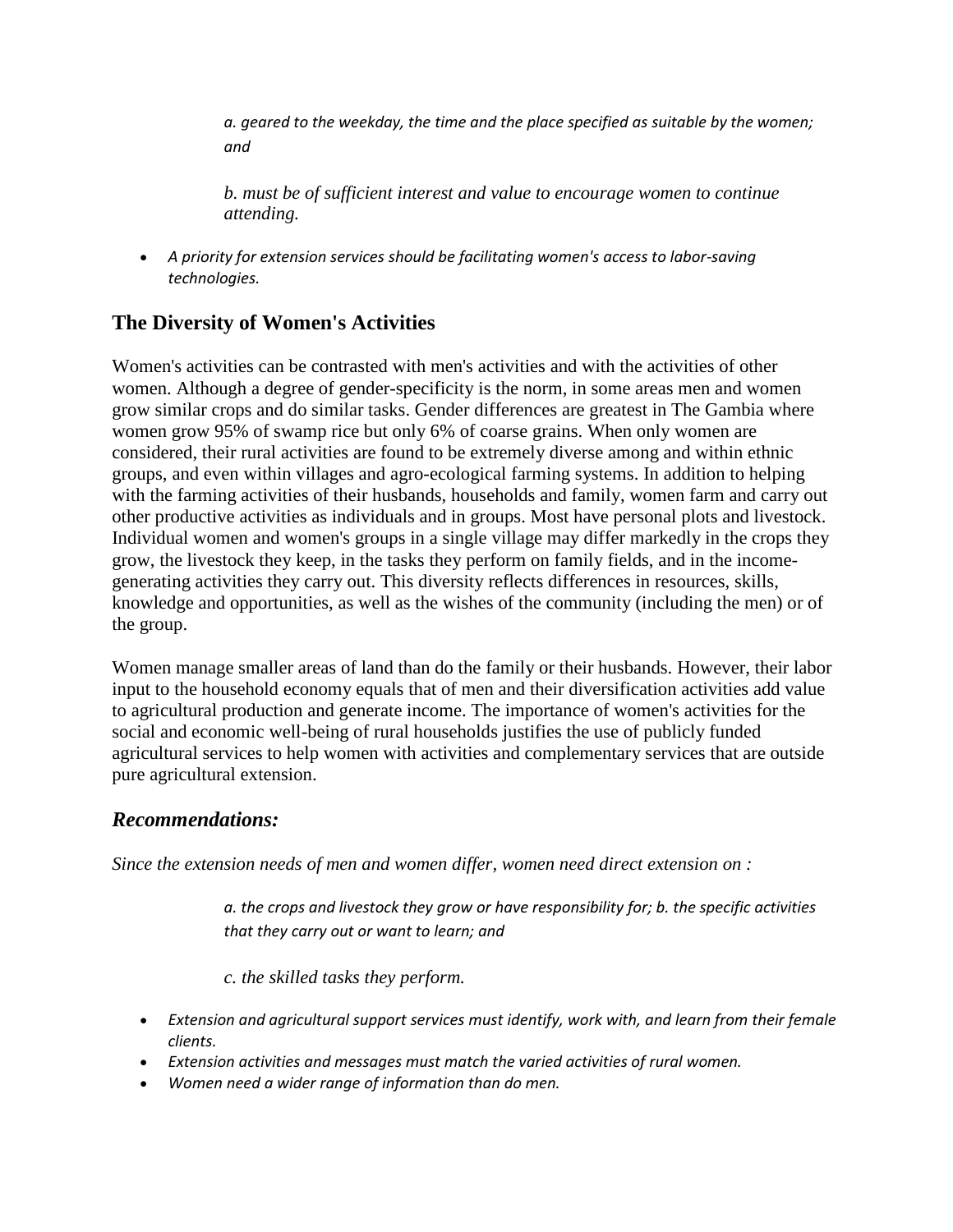*a. geared to the weekday, the time and the place specified as suitable by the women; and*

*b. must be of sufficient interest and value to encourage women to continue attending.*

- *A priority for extension services should be facilitating women's access to labor-saving technologies.*

## The Diversity of Women's Activities

Women's activities can be contrasted with men's activities and with the activities of other women. Although a degree of gender-specificity is the norm, in some areas men and women grow similar crops and do similar tasks. Gender differences are greatest in The Gambia where women grow 95% of swamp rice but only 6% of coarse grains. When only women are considered, their rural activities are found to be extremely diverse among and within ethnic groups, and even within villages and agro-ecological farming systems. In addition to helping with the farming activities of their husbands, households and family, women farm and carry out other productive activities as individuals and in groups. Most have personal plots and livestock. Individual women and women's groups in a single village may differ markedly in the crops they grow, the livestock they keep, in the tasks they perform on family fields, and in the income-generating activities they carry out. This diversity reflects differences in resources, skills, knowledge and opportunities, as well as the wishes of the community (including the men) or of the group.

Women manage smaller areas of land than do the family or their husbands. However, their labor input to the household economy equals that of men and their diversification activities add value to agricultural production and generate income. The importance of women's activities for the social and economic well-being of rural households justifies the use of publicly funded agricultural services to help women with activities and complementary services that are outside pure agricultural extension.

## *Recommendations:*

*Since the extension needs of men and women differ, women need direct extension on :*

*a. the crops and livestock they grow or have responsibility for; b. the specific activities that they carry out or want to learn; and*

*c. the skilled tasks they perform.*

- *Extension and agricultural support services must identify, work with, and learn from their female clients.*
- *Extension activities and messages must match the varied activities of rural women.*
- *Women need a wider range of information than do men.*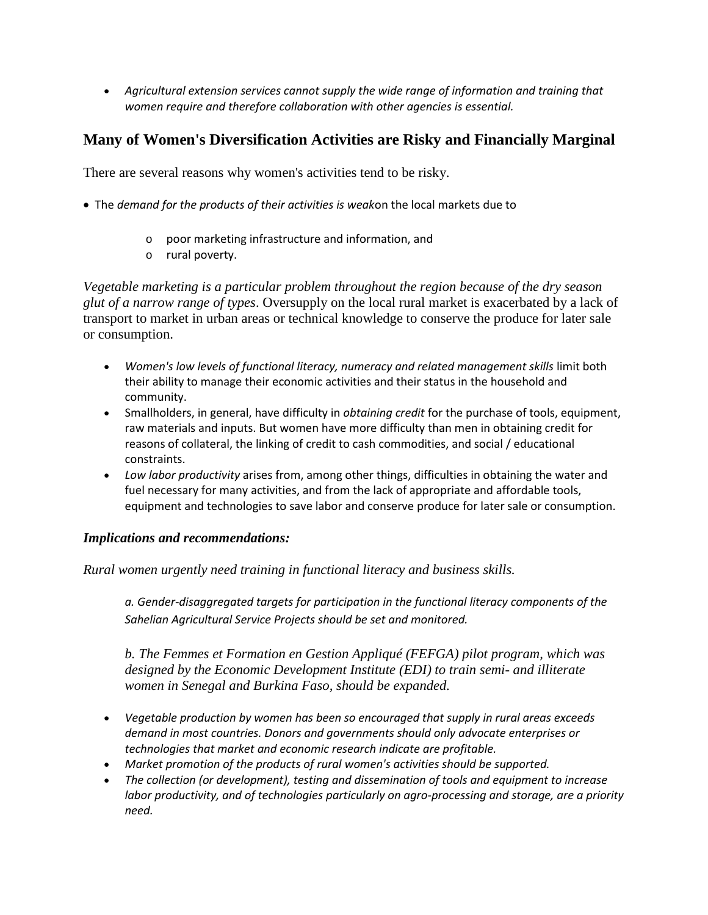- *Agricultural extension services cannot supply the wide range of information and training that women require and therefore collaboration with other agencies is essential.*

## Many of Women's Diversification Activities are Risky and Financially Marginal

There are several reasons why women's activities tend to be risky.

- The *demand for the products of their activities is weak*on the local markets due to
  - poor marketing infrastructure and information, and
  - rural poverty.

*Vegetable marketing is a particular problem throughout the region because of the dry season glut of a narrow range of types*. Oversupply on the local rural market is exacerbated by a lack of transport to market in urban areas or technical knowledge to conserve the produce for later sale or consumption.

- *Women's low levels of functional literacy, numeracy and related management skills* limit both their ability to manage their economic activities and their status in the household and community.
- Smallholders, in general, have difficulty in *obtaining credit* for the purchase of tools, equipment, raw materials and inputs. But women have more difficulty than men in obtaining credit for reasons of collateral, the linking of credit to cash commodities, and social / educational constraints.
- *Low labor productivity* arises from, among other things, difficulties in obtaining the water and fuel necessary for many activities, and from the lack of appropriate and affordable tools, equipment and technologies to save labor and conserve produce for later sale or consumption.

### *Implications and recommendations:*

*Rural women urgently need training in functional literacy and business skills.*

*a. Gender-disaggregated targets for participation in the functional literacy components of the Sahelian Agricultural Service Projects should be set and monitored.*

*b. The Femmes et Formation en Gestion Appliqué (FEFGA) pilot program, which was designed by the Economic Development Institute (EDI) to train semi- and illiterate women in Senegal and Burkina Faso, should be expanded.*

- *Vegetable production by women has been so encouraged that supply in rural areas exceeds demand in most countries. Donors and governments should only advocate enterprises or technologies that market and economic research indicate are profitable.*
- *Market promotion of the products of rural women's activities should be supported.*
- *The collection (or development), testing and dissemination of tools and equipment to increase labor productivity, and of technologies particularly on agro-processing and storage, are a priority need.*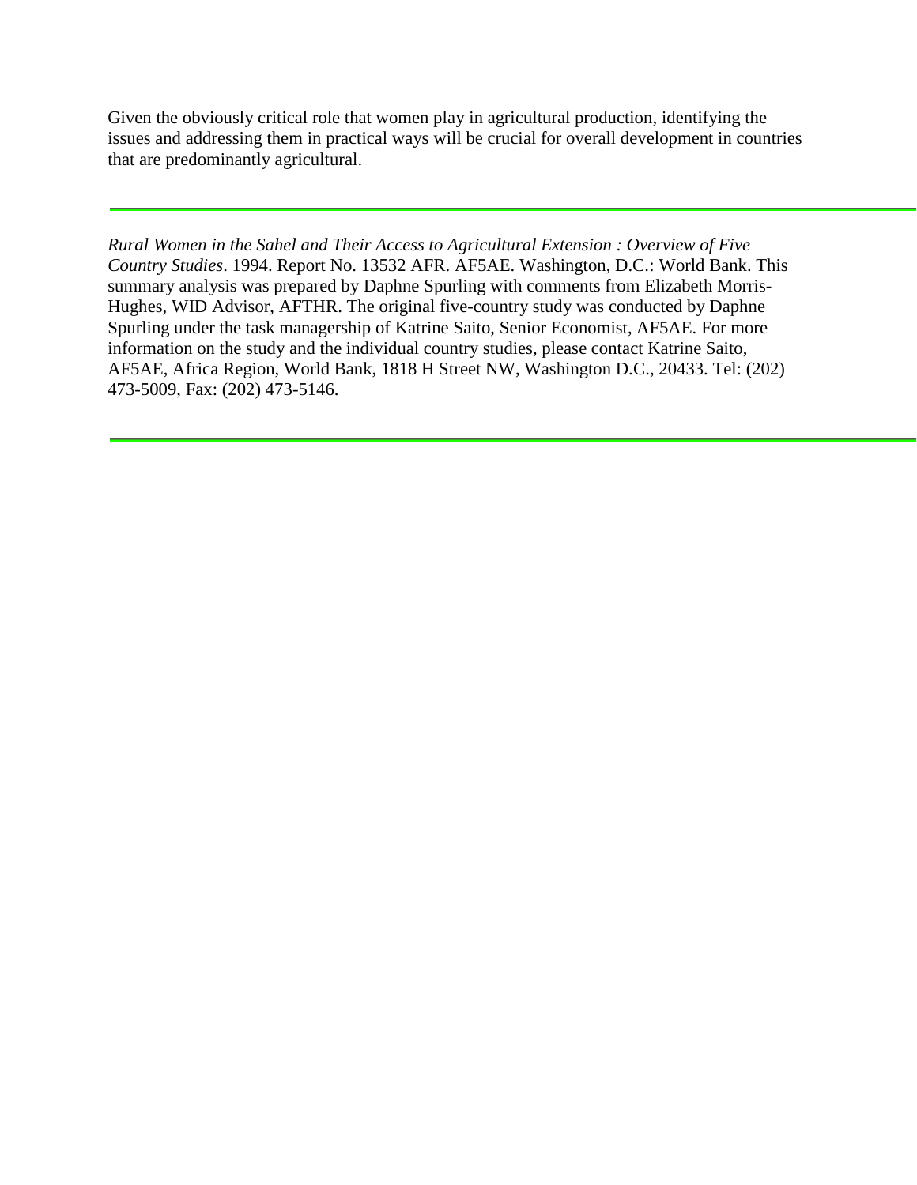Given the obviously critical role that women play in agricultural production, identifying the issues and addressing them in practical ways will be crucial for overall development in countries that are predominantly agricultural.

---

*Rural Women in the Sahel and Their Access to Agricultural Extension : Overview of Five Country Studies*. 1994. Report No. 13532 AFR. AF5AE. Washington, D.C.: World Bank. This summary analysis was prepared by Daphne Spurling with comments from Elizabeth Morris-Hughes, WID Advisor, AFTHR. The original five-country study was conducted by Daphne Spurling under the task managership of Katrine Saito, Senior Economist, AF5AE. For more information on the study and the individual country studies, please contact Katrine Saito, AF5AE, Africa Region, World Bank, 1818 H Street NW, Washington D.C., 20433. Tel: (202) 473-5009, Fax: (202) 473-5146.

---